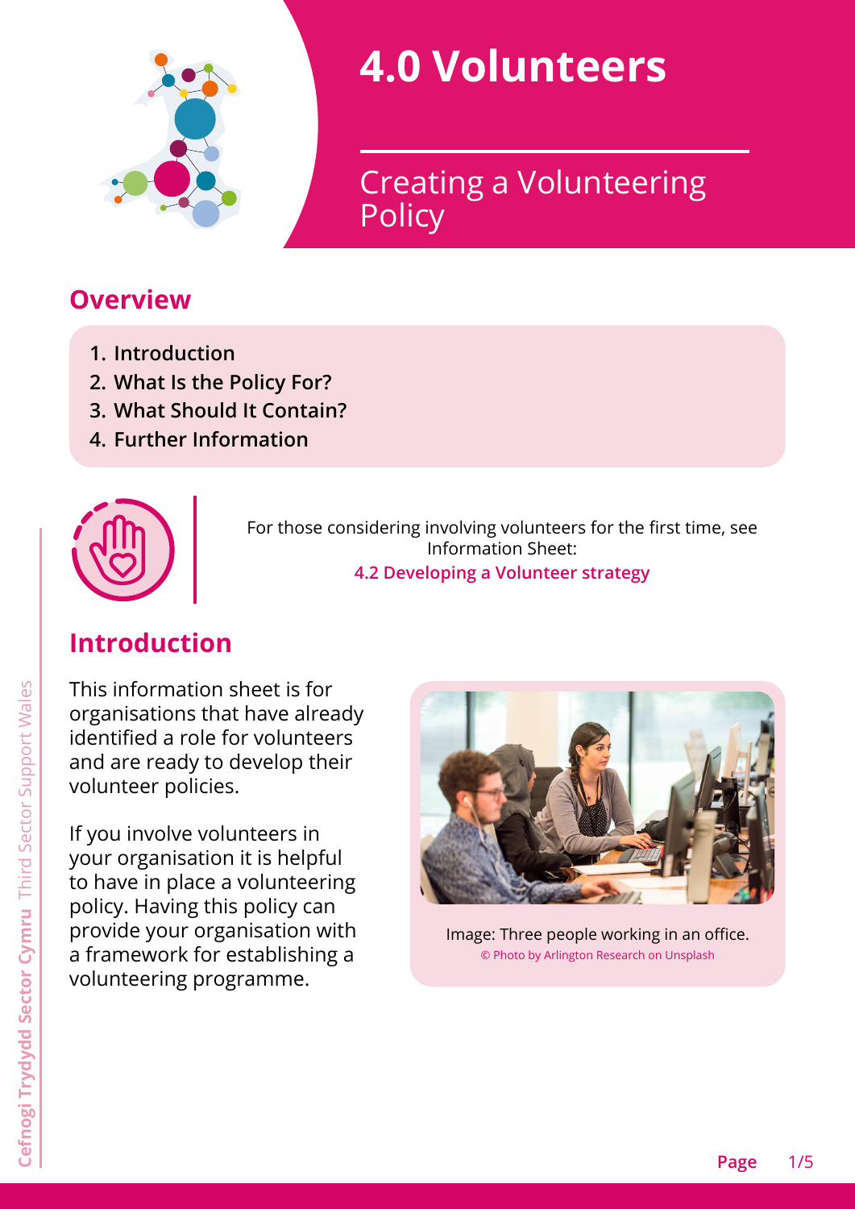# 4.0 Volunteers

## Creating a Volunteering Policy

## Overview

1. Introduction
2. What Is the Policy For?
3. What Should It Contain?
4. Further Information

For those considering involving volunteers for the first time, see Information Sheet:
**4.2 Developing a Volunteer strategy**

## Introduction

This information sheet is for organisations that have already identified a role for volunteers and are ready to develop their volunteer policies.

If you involve volunteers in your organisation it is helpful to have in place a volunteering policy. Having this policy can provide your organisation with a framework for establishing a volunteering programme.

Image: Three people working in an office.
© Photo by Arlington Research on Unsplash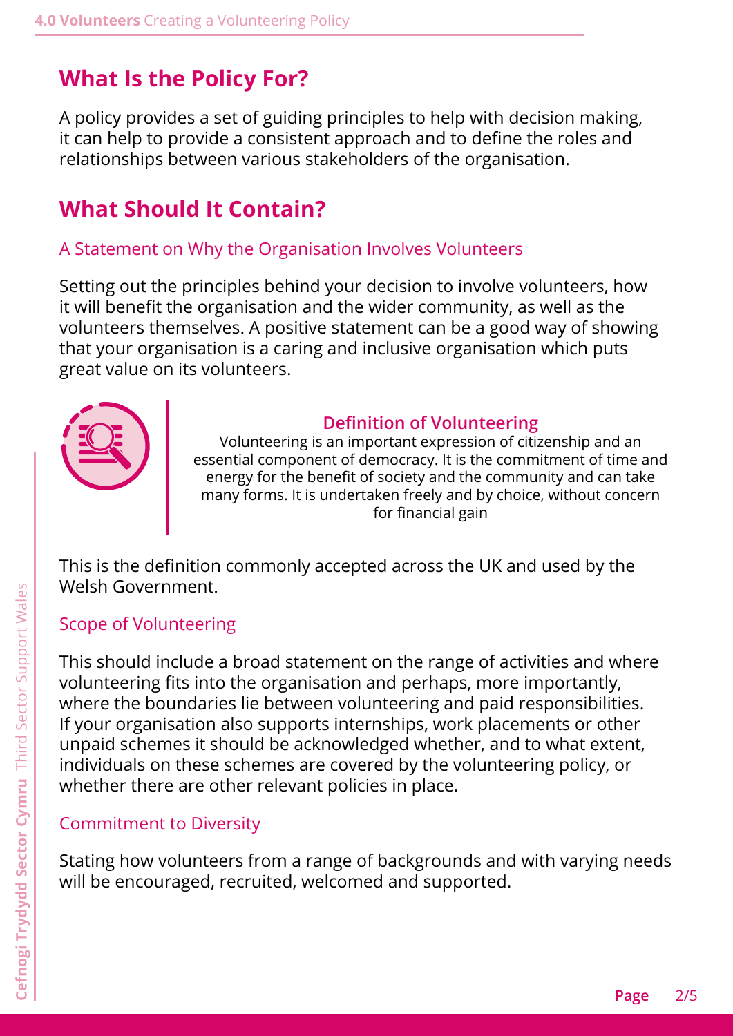## What Is the Policy For?

A policy provides a set of guiding principles to help with decision making, it can help to provide a consistent approach and to define the roles and relationships between various stakeholders of the organisation.

## What Should It Contain?

### A Statement on Why the Organisation Involves Volunteers

Setting out the principles behind your decision to involve volunteers, how it will benefit the organisation and the wider community, as well as the volunteers themselves. A positive statement can be a good way of showing that your organisation is a caring and inclusive organisation which puts great value on its volunteers.

**Definition of Volunteering**

Volunteering is an important expression of citizenship and an essential component of democracy. It is the commitment of time and energy for the benefit of society and the community and can take many forms. It is undertaken freely and by choice, without concern for financial gain

This is the definition commonly accepted across the UK and used by the Welsh Government.

### Scope of Volunteering

This should include a broad statement on the range of activities and where volunteering fits into the organisation and perhaps, more importantly, where the boundaries lie between volunteering and paid responsibilities. If your organisation also supports internships, work placements or other unpaid schemes it should be acknowledged whether, and to what extent, individuals on these schemes are covered by the volunteering policy, or whether there are other relevant policies in place.

### Commitment to Diversity

Stating how volunteers from a range of backgrounds and with varying needs will be encouraged, recruited, welcomed and supported.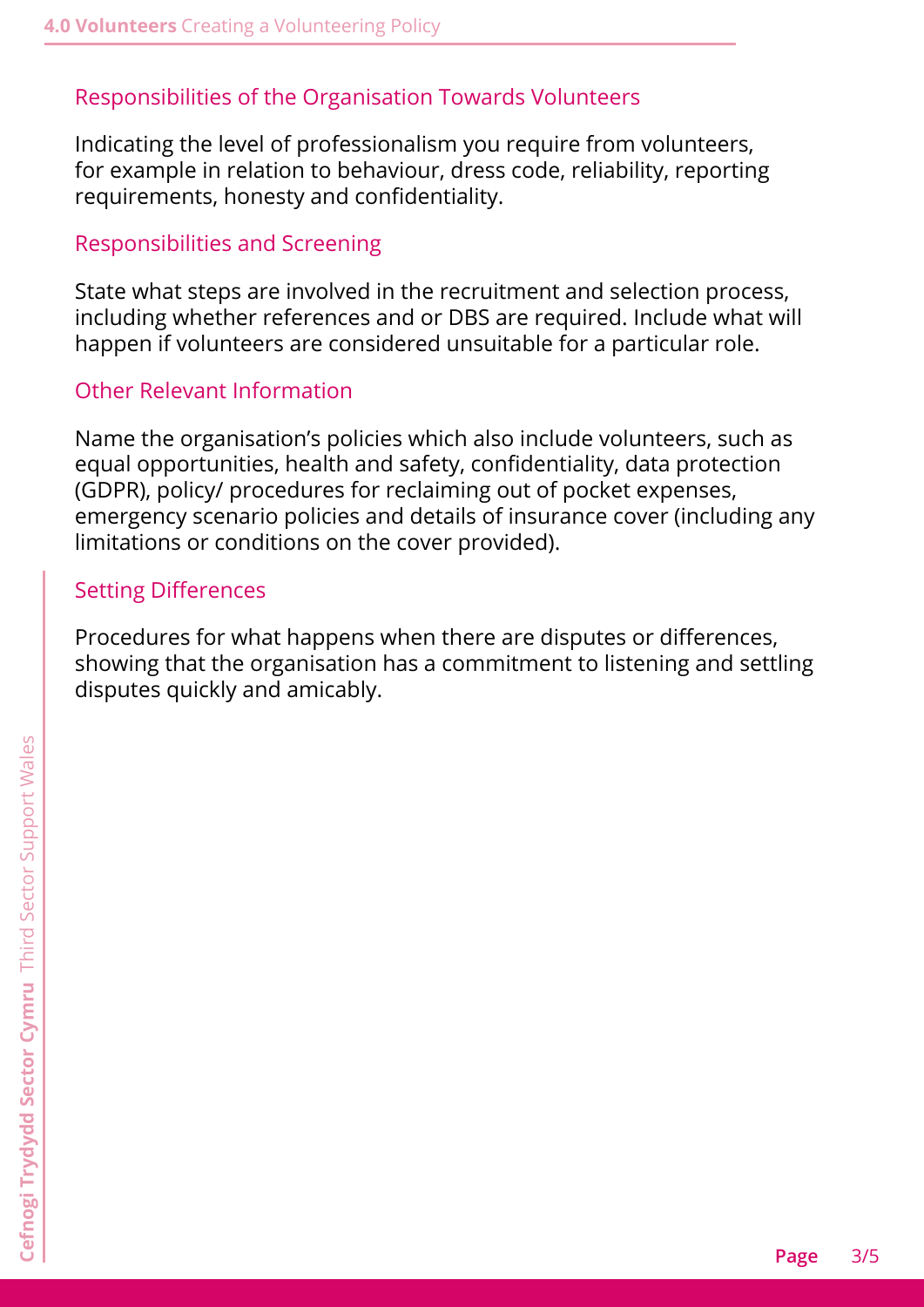## Responsibilities of the Organisation Towards Volunteers

Indicating the level of professionalism you require from volunteers, for example in relation to behaviour, dress code, reliability, reporting requirements, honesty and confidentiality.

## Responsibilities and Screening

State what steps are involved in the recruitment and selection process, including whether references and or DBS are required. Include what will happen if volunteers are considered unsuitable for a particular role.

## Other Relevant Information

Name the organisation's policies which also include volunteers, such as equal opportunities, health and safety, confidentiality, data protection (GDPR), policy/ procedures for reclaiming out of pocket expenses, emergency scenario policies and details of insurance cover (including any limitations or conditions on the cover provided).

## Setting Differences

Procedures for what happens when there are disputes or differences, showing that the organisation has a commitment to listening and settling disputes quickly and amicably.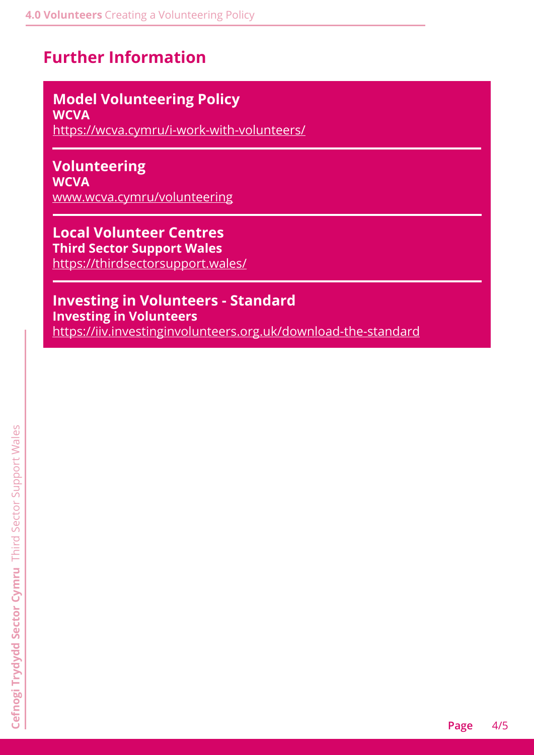## Further Information

**Model Volunteering Policy**
**WCVA**
https://wcva.cymru/i-work-with-volunteers/

---

**Volunteering**
**WCVA**
www.wcva.cymru/volunteering

---

**Local Volunteer Centres**
**Third Sector Support Wales**
https://thirdsectorsupport.wales/

---

**Investing in Volunteers - Standard**
**Investing in Volunteers**
https://iiv.investinginvolunteers.org.uk/download-the-standard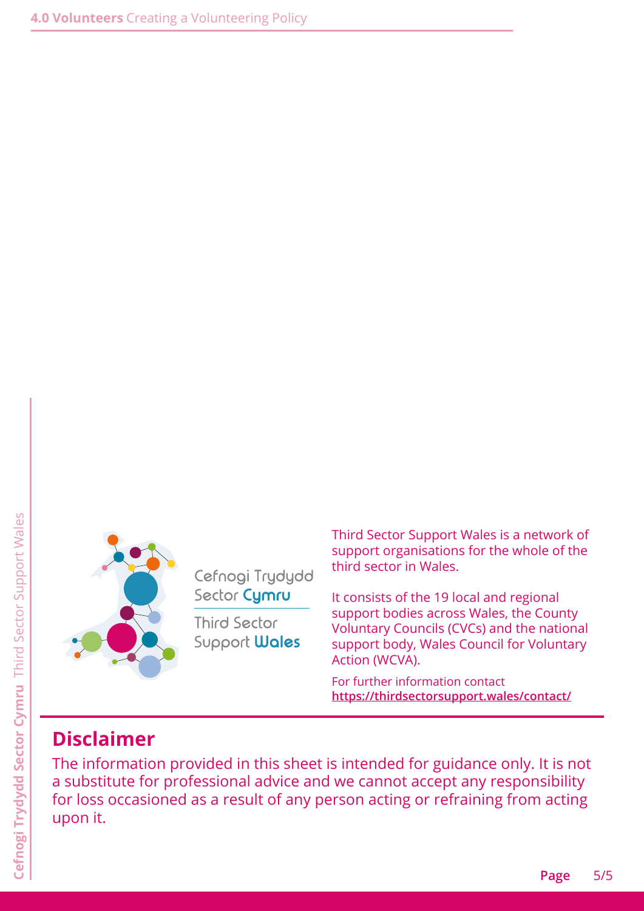Cefnogi Trydydd Sector Cymru

Third Sector Support Wales

Third Sector Support Wales is a network of support organisations for the whole of the third sector in Wales.

It consists of the 19 local and regional support bodies across Wales, the County Voluntary Councils (CVCs) and the national support body, Wales Council for Voluntary Action (WCVA).

For further information contact **https://thirdsectorsupport.wales/contact/**

## Disclaimer

The information provided in this sheet is intended for guidance only. It is not a substitute for professional advice and we cannot accept any responsibility for loss occasioned as a result of any person acting or refraining from acting upon it.